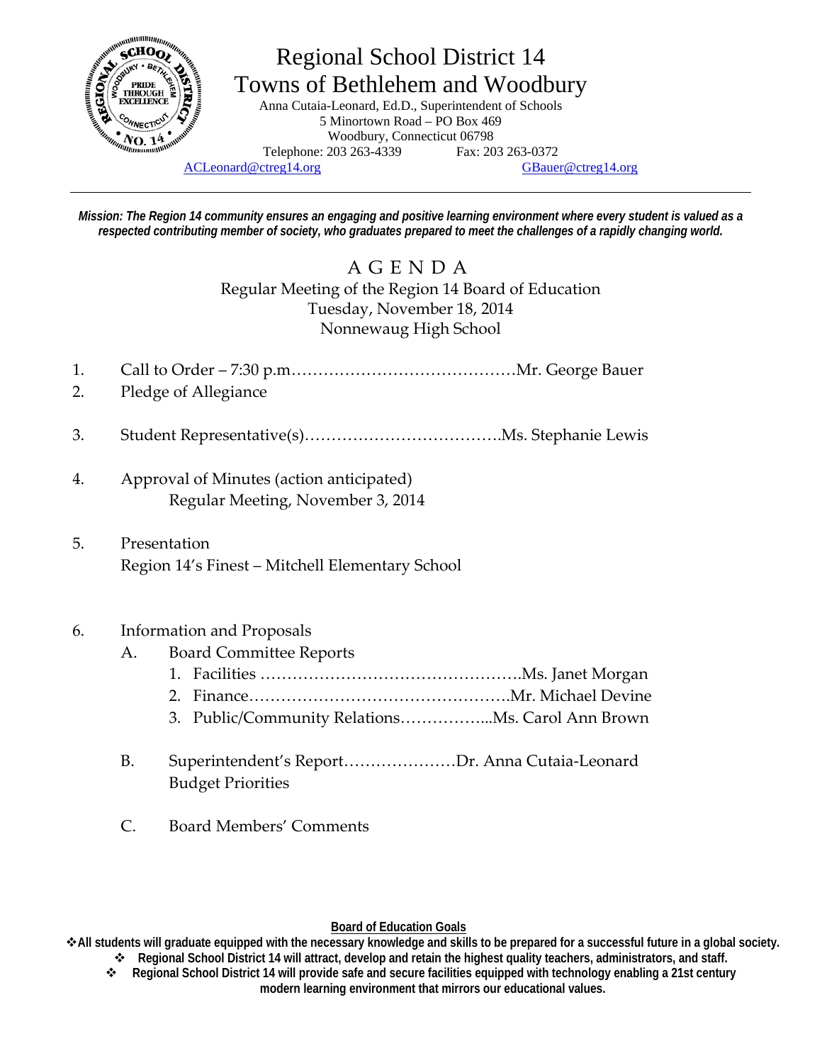# Regional School District 14
## Towns of Bethlehem and Woodbury

Anna Cutaia-Leonard, Ed.D., Superintendent of Schools
5 Minortown Road – PO Box 469
Woodbury, Connecticut 06798
Telephone: 203 263-4339 Fax: 203 263-0372
ACLeonard@ctreg14.org GBauer@ctreg14.org

---

***Mission: The Region 14 community ensures an engaging and positive learning environment where every student is valued as a respected contributing member of society, who graduates prepared to meet the challenges of a rapidly changing world.***

## A G E N D A

Regular Meeting of the Region 14 Board of Education
Tuesday, November 18, 2014
Nonnewaug High School

1. Call to Order – 7:30 p.m……………………………………Mr. George Bauer
2. Pledge of Allegiance
3. Student Representative(s)……………………………….Ms. Stephanie Lewis
4. Approval of Minutes (action anticipated)
   Regular Meeting, November 3, 2014
5. Presentation
   Region 14's Finest – Mitchell Elementary School
6. Information and Proposals
   A. Board Committee Reports
      1. Facilities ………………………………………….Ms. Janet Morgan
      2. Finance………………………………………….Mr. Michael Devine
      3. Public/Community Relations……………...Ms. Carol Ann Brown
   B. Superintendent's Report…………………Dr. Anna Cutaia-Leonard
      Budget Priorities
   C. Board Members' Comments

**Board of Education Goals**

- **All students will graduate equipped with the necessary knowledge and skills to be prepared for a successful future in a global society.**
- **Regional School District 14 will attract, develop and retain the highest quality teachers, administrators, and staff.**
- **Regional School District 14 will provide safe and secure facilities equipped with technology enabling a 21st century modern learning environment that mirrors our educational values.**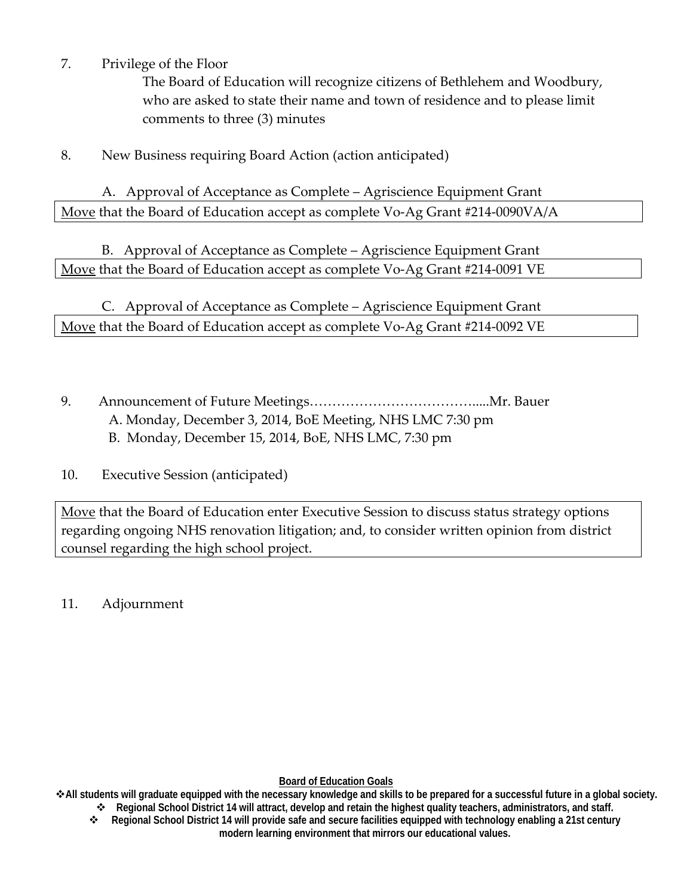7. Privilege of the Floor

   The Board of Education will recognize citizens of Bethlehem and Woodbury, who are asked to state their name and town of residence and to please limit comments to three (3) minutes

8. New Business requiring Board Action (action anticipated)

   A. Approval of Acceptance as Complete – Agriscience Equipment Grant

| |
|---|
| Move that the Board of Education accept as complete Vo-Ag Grant #214-0090VA/A |

   B. Approval of Acceptance as Complete – Agriscience Equipment Grant

| |
|---|
| Move that the Board of Education accept as complete Vo-Ag Grant #214-0091 VE |

   C. Approval of Acceptance as Complete – Agriscience Equipment Grant

| |
|---|
| Move that the Board of Education accept as complete Vo-Ag Grant #214-0092 VE |

9. Announcement of Future Meetings……………………………….....Mr. Bauer
   A. Monday, December 3, 2014, BoE Meeting, NHS LMC 7:30 pm
   B. Monday, December 15, 2014, BoE, NHS LMC, 7:30 pm

10. Executive Session (anticipated)

| |
|---|
| Move that the Board of Education enter Executive Session to discuss status strategy options regarding ongoing NHS renovation litigation; and, to consider written opinion from district counsel regarding the high school project. |

11. Adjournment

**Board of Education Goals**

- **All students will graduate equipped with the necessary knowledge and skills to be prepared for a successful future in a global society.**
- **Regional School District 14 will attract, develop and retain the highest quality teachers, administrators, and staff.**
- **Regional School District 14 will provide safe and secure facilities equipped with technology enabling a 21st century modern learning environment that mirrors our educational values.**